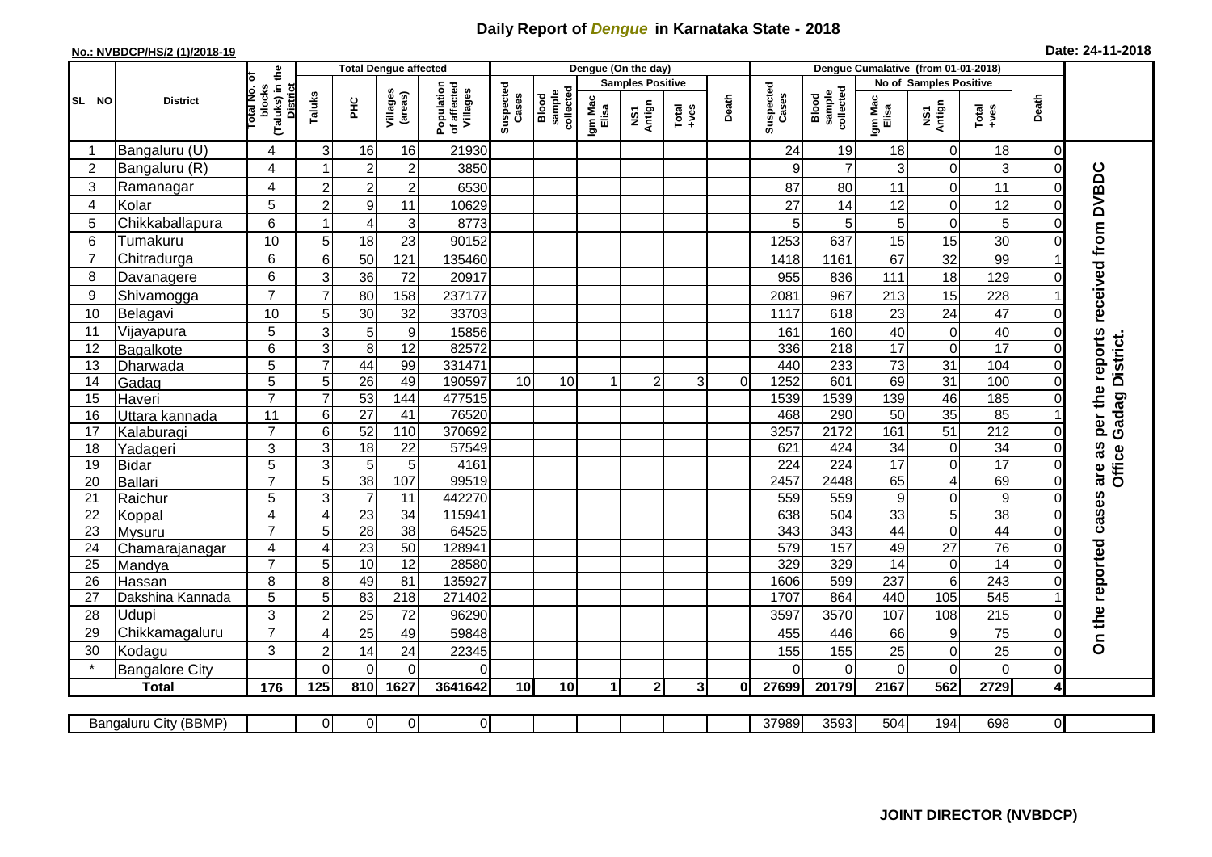# Daily Report of *Dengue* in Karnataka State - 2018

**No.: NVBDCP/HS/2 (1)/2018-19**

**Date: 24-11-2018**

| SL NO | District | Total No. of blocks (Taluks) in the District | Total Dengue affected | | | | Dengue (On the day) | | | | | | | Dengue Cumalative (from 01-01-2018) | | | | | | | |
|---|---|---|---|---|---|---|---|---|---|---|---|---|---|---|---|---|---|---|---|---|
| | | | Taluks | PHC | Villages (areas) | Population of affected Villages | Suspected Cases | Blood sample collected | Samples Positive | | | Death | Suspected Cases | Blood sample collected | No of Samples Positive | | | Death | |
| | | | | | | | | | Igm Mac Elisa | NS1 Antign | Total +ves | | | | Igm Mac Elisa | NS1 Antign | Total +ves | | |
| 1 | Bangaluru (U) | 4 | 3 | 16 | 16 | 21930 | | | | | | | 24 | 19 | 18 | 0 | 18 | 0 | On the reported cases are as per the reports received from DVBDC Office Gadag District. |
| 2 | Bangaluru (R) | 4 | 1 | 2 | 2 | 3850 | | | | | | | 9 | 7 | 3 | 0 | 3 | 0 | |
| 3 | Ramanagar | 4 | 2 | 2 | 2 | 6530 | | | | | | | 87 | 80 | 11 | 0 | 11 | 0 | |
| 4 | Kolar | 5 | 2 | 9 | 11 | 10629 | | | | | | | 27 | 14 | 12 | 0 | 12 | 0 | |
| 5 | Chikkaballapura | 6 | 1 | 4 | 3 | 8773 | | | | | | | 5 | 5 | 5 | 0 | 5 | 0 | |
| 6 | Tumakuru | 10 | 5 | 18 | 23 | 90152 | | | | | | | 1253 | 637 | 15 | 15 | 30 | 0 | |
| 7 | Chitradurga | 6 | 6 | 50 | 121 | 135460 | | | | | | | 1418 | 1161 | 67 | 32 | 99 | 1 | |
| 8 | Davanagere | 6 | 3 | 36 | 72 | 20917 | | | | | | | 955 | 836 | 111 | 18 | 129 | 0 | |
| 9 | Shivamogga | 7 | 7 | 80 | 158 | 237177 | | | | | | | 2081 | 967 | 213 | 15 | 228 | 1 | |
| 10 | Belagavi | 10 | 5 | 30 | 32 | 33703 | | | | | | | 1117 | 618 | 23 | 24 | 47 | 0 | |
| 11 | Vijayapura | 5 | 3 | 5 | 9 | 15856 | | | | | | | 161 | 160 | 40 | 0 | 40 | 0 | |
| 12 | Bagalkote | 6 | 3 | 8 | 12 | 82572 | | | | | | | 336 | 218 | 17 | 0 | 17 | 0 | |
| 13 | Dharwada | 5 | 7 | 44 | 99 | 331471 | | | | | | | 440 | 233 | 73 | 31 | 104 | 0 | |
| 14 | Gadag | 5 | 5 | 26 | 49 | 190597 | 10 | 10 | 1 | 2 | 3 | 0 | 1252 | 601 | 69 | 31 | 100 | 0 | |
| 15 | Haveri | 7 | 7 | 53 | 144 | 477515 | | | | | | | 1539 | 1539 | 139 | 46 | 185 | 0 | |
| 16 | Uttara kannada | 11 | 6 | 27 | 41 | 76520 | | | | | | | 468 | 290 | 50 | 35 | 85 | 1 | |
| 17 | Kalaburagi | 7 | 6 | 52 | 110 | 370692 | | | | | | | 3257 | 2172 | 161 | 51 | 212 | 0 | |
| 18 | Yadageri | 3 | 3 | 18 | 22 | 57549 | | | | | | | 621 | 424 | 34 | 0 | 34 | 0 | |
| 19 | Bidar | 5 | 3 | 5 | 5 | 4161 | | | | | | | 224 | 224 | 17 | 0 | 17 | 0 | |
| 20 | Ballari | 7 | 5 | 38 | 107 | 99519 | | | | | | | 2457 | 2448 | 65 | 4 | 69 | 0 | |
| 21 | Raichur | 5 | 3 | 7 | 11 | 442270 | | | | | | | 559 | 559 | 9 | 0 | 9 | 0 | |
| 22 | Koppal | 4 | 4 | 23 | 34 | 115941 | | | | | | | 638 | 504 | 33 | 5 | 38 | 0 | |
| 23 | Mysuru | 7 | 5 | 28 | 38 | 64525 | | | | | | | 343 | 343 | 44 | 0 | 44 | 0 | |
| 24 | Chamarajanagar | 4 | 4 | 23 | 50 | 128941 | | | | | | | 579 | 157 | 49 | 27 | 76 | 0 | |
| 25 | Mandya | 7 | 5 | 10 | 12 | 28580 | | | | | | | 329 | 329 | 14 | 0 | 14 | 0 | |
| 26 | Hassan | 8 | 8 | 49 | 81 | 135927 | | | | | | | 1606 | 599 | 237 | 6 | 243 | 0 | |
| 27 | Dakshina Kannada | 5 | 5 | 83 | 218 | 271402 | | | | | | | 1707 | 864 | 440 | 105 | 545 | 1 | |
| 28 | Udupi | 3 | 2 | 25 | 72 | 96290 | | | | | | | 3597 | 3570 | 107 | 108 | 215 | 0 | |
| 29 | Chikkamagaluru | 7 | 4 | 25 | 49 | 59848 | | | | | | | 455 | 446 | 66 | 9 | 75 | 0 | |
| 30 | Kodagu | 3 | 2 | 14 | 24 | 22345 | | | | | | | 155 | 155 | 25 | 0 | 25 | 0 | |
| * | Bangalore City | | 0 | 0 | 0 | 0 | | | | | | | 0 | 0 | 0 | 0 | 0 | 0 | |
| **Total** | | **176** | **125** | **810** | **1627** | **3641642** | **10** | **10** | **1** | **2** | **3** | **0** | **27699** | **20179** | **2167** | **562** | **2729** | **4** | |

| Bangaluru City (BBMP) | | 0 | 0 | 0 | 0 | | | | | | | 37989 | 3593 | 504 | 194 | 698 | 0 | |
|---|---|---|---|---|---|---|---|---|---|---|---|---|---|---|---|---|---|---|

**JOINT DIRECTOR (NVBDCP)**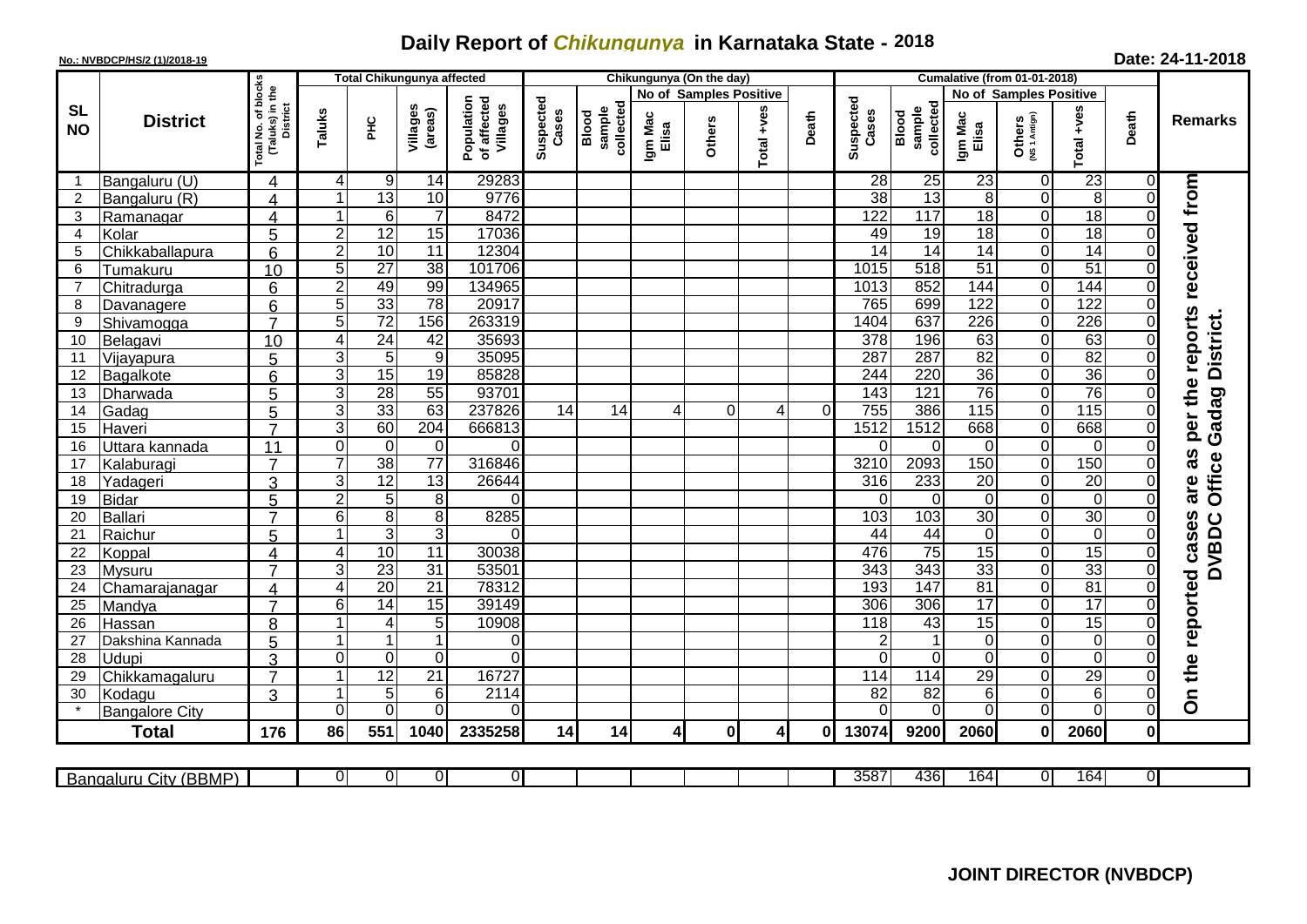# Daily Report of *Chikungunya* in Karnataka State - 2018

**No.: NVBDCP/HS/2 (1)/2018-19**

**Date: 24-11-2018**

| SL NO | District | Total No. of blocks (Taluks) in the District | Total Chikungunya affected | | | | Chikungunya (On the day) | | | | | | | Cumalative (from 01-01-2018) | | | | | | | Remarks |
|---|---|---|---|---|---|---|---|---|---|---|---|---|---|---|---|---|---|---|---|---|---|
| | | | Taluks | PHC | Villages (areas) | Population of affected Villages | Suspected Cases | Blood sample collected | No of Samples Positive | | | Death | Suspected Cases | Blood sample collected | No of Samples Positive | | | Death | |
| | | | | | | | | | Igm Mac Elisa | Others | Total +ves | | | | Igm Mac Elisa | Others (NS 1 Antign) | Total +ves | | |
| 1 | Bangaluru (U) | 4 | 4 | 9 | 14 | 29283 | | | | | | | 28 | 25 | 23 | 0 | 23 | 0 | On the reported cases are as per the reports received from DVBDC Office Gadag District. |
| 2 | Bangaluru (R) | 4 | 1 | 13 | 10 | 9776 | | | | | | | 38 | 13 | 8 | 0 | 8 | 0 | |
| 3 | Ramanagar | 4 | 1 | 6 | 7 | 8472 | | | | | | | 122 | 117 | 18 | 0 | 18 | 0 | |
| 4 | Kolar | 5 | 2 | 12 | 15 | 17036 | | | | | | | 49 | 19 | 18 | 0 | 18 | 0 | |
| 5 | Chikkaballapura | 6 | 2 | 10 | 11 | 12304 | | | | | | | 14 | 14 | 14 | 0 | 14 | 0 | |
| 6 | Tumakuru | 10 | 5 | 27 | 38 | 101706 | | | | | | | 1015 | 518 | 51 | 0 | 51 | 0 | |
| 7 | Chitradurga | 6 | 2 | 49 | 99 | 134965 | | | | | | | 1013 | 852 | 144 | 0 | 144 | 0 | |
| 8 | Davanagere | 6 | 5 | 33 | 78 | 20917 | | | | | | | 765 | 699 | 122 | 0 | 122 | 0 | |
| 9 | Shivamogga | 7 | 5 | 72 | 156 | 263319 | | | | | | | 1404 | 637 | 226 | 0 | 226 | 0 | |
| 10 | Belagavi | 10 | 4 | 24 | 42 | 35693 | | | | | | | 378 | 196 | 63 | 0 | 63 | 0 | |
| 11 | Vijayapura | 5 | 3 | 5 | 9 | 35095 | | | | | | | 287 | 287 | 82 | 0 | 82 | 0 | |
| 12 | Bagalkote | 6 | 3 | 15 | 19 | 85828 | | | | | | | 244 | 220 | 36 | 0 | 36 | 0 | |
| 13 | Dharwada | 5 | 3 | 28 | 55 | 93701 | | | | | | | 143 | 121 | 76 | 0 | 76 | 0 | |
| 14 | Gadag | 5 | 3 | 33 | 63 | 237826 | 14 | 14 | 4 | 0 | 4 | 0 | 755 | 386 | 115 | 0 | 115 | 0 | |
| 15 | Haveri | 7 | 3 | 60 | 204 | 666813 | | | | | | | 1512 | 1512 | 668 | 0 | 668 | 0 | |
| 16 | Uttara kannada | 11 | 0 | 0 | 0 | 0 | | | | | | | 0 | 0 | 0 | 0 | 0 | 0 | |
| 17 | Kalaburagi | 7 | 7 | 38 | 77 | 316846 | | | | | | | 3210 | 2093 | 150 | 0 | 150 | 0 | |
| 18 | Yadageri | 3 | 3 | 12 | 13 | 26644 | | | | | | | 316 | 233 | 20 | 0 | 20 | 0 | |
| 19 | Bidar | 5 | 2 | 5 | 8 | 0 | | | | | | | 0 | 0 | 0 | 0 | 0 | 0 | |
| 20 | Ballari | 7 | 6 | 8 | 8 | 8285 | | | | | | | 103 | 103 | 30 | 0 | 30 | 0 | |
| 21 | Raichur | 5 | 1 | 3 | 3 | 0 | | | | | | | 44 | 44 | 0 | 0 | 0 | 0 | |
| 22 | Koppal | 4 | 4 | 10 | 11 | 30038 | | | | | | | 476 | 75 | 15 | 0 | 15 | 0 | |
| 23 | Mysuru | 7 | 3 | 23 | 31 | 53501 | | | | | | | 343 | 343 | 33 | 0 | 33 | 0 | |
| 24 | Chamarajanagar | 4 | 4 | 20 | 21 | 78312 | | | | | | | 193 | 147 | 81 | 0 | 81 | 0 | |
| 25 | Mandya | 7 | 6 | 14 | 15 | 39149 | | | | | | | 306 | 306 | 17 | 0 | 17 | 0 | |
| 26 | Hassan | 8 | 1 | 4 | 5 | 10908 | | | | | | | 118 | 43 | 15 | 0 | 15 | 0 | |
| 27 | Dakshina Kannada | 5 | 1 | 1 | 1 | 0 | | | | | | | 2 | 1 | 0 | 0 | 0 | 0 | |
| 28 | Udupi | 3 | 0 | 0 | 0 | 0 | | | | | | | 0 | 0 | 0 | 0 | 0 | 0 | |
| 29 | Chikkamagaluru | 7 | 1 | 12 | 21 | 16727 | | | | | | | 114 | 114 | 29 | 0 | 29 | 0 | |
| 30 | Kodagu | 3 | 1 | 5 | 6 | 2114 | | | | | | | 82 | 82 | 6 | 0 | 6 | 0 | |
| * | Bangalore City | | 0 | 0 | 0 | 0 | | | | | | | 0 | 0 | 0 | 0 | 0 | 0 | |
| | **Total** | **176** | **86** | **551** | **1040** | **2335258** | **14** | **14** | **4** | **0** | **4** | **0** | **13074** | **9200** | **2060** | **0** | **2060** | **0** | |

| | | | | | | | | | | | | | | | | | | | |
|---|---|---|---|---|---|---|---|---|---|---|---|---|---|---|---|---|---|---|---|
| Bangaluru City (BBMP) | | 0 | 0 | 0 | 0 | | | | | | | 3587 | 436 | 164 | 0 | 164 | 0 | |

**JOINT DIRECTOR (NVBDCP)**